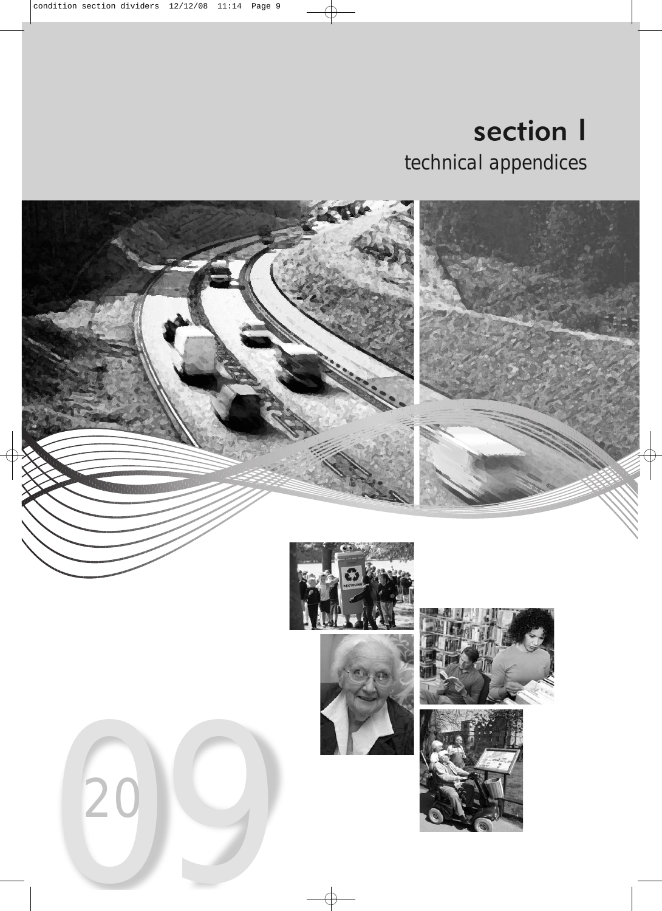# section I
## technical appendices

2009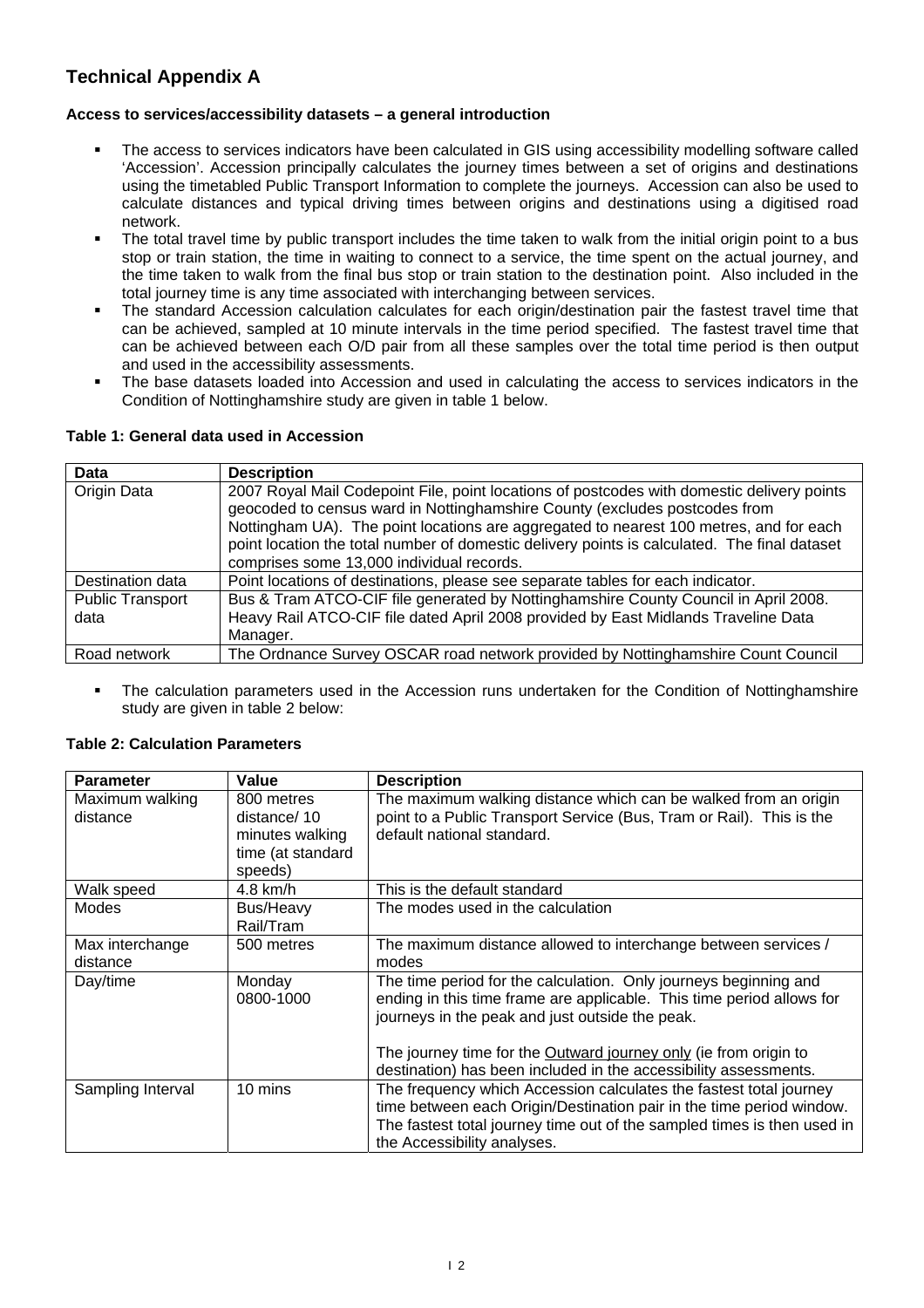# Technical Appendix A

**Access to services/accessibility datasets – a general introduction**

- The access to services indicators have been calculated in GIS using accessibility modelling software called 'Accession'. Accession principally calculates the journey times between a set of origins and destinations using the timetabled Public Transport Information to complete the journeys. Accession can also be used to calculate distances and typical driving times between origins and destinations using a digitised road network.
- The total travel time by public transport includes the time taken to walk from the initial origin point to a bus stop or train station, the time in waiting to connect to a service, the time spent on the actual journey, and the time taken to walk from the final bus stop or train station to the destination point. Also included in the total journey time is any time associated with interchanging between services.
- The standard Accession calculation calculates for each origin/destination pair the fastest travel time that can be achieved, sampled at 10 minute intervals in the time period specified. The fastest travel time that can be achieved between each O/D pair from all these samples over the total time period is then output and used in the accessibility assessments.
- The base datasets loaded into Accession and used in calculating the access to services indicators in the Condition of Nottinghamshire study are given in table 1 below.

**Table 1: General data used in Accession**

| Data | Description |
|---|---|
| Origin Data | 2007 Royal Mail Codepoint File, point locations of postcodes with domestic delivery points geocoded to census ward in Nottinghamshire County (excludes postcodes from Nottingham UA). The point locations are aggregated to nearest 100 metres, and for each point location the total number of domestic delivery points is calculated. The final dataset comprises some 13,000 individual records. |
| Destination data | Point locations of destinations, please see separate tables for each indicator. |
| Public Transport data | Bus & Tram ATCO-CIF file generated by Nottinghamshire County Council in April 2008. Heavy Rail ATCO-CIF file dated April 2008 provided by East Midlands Traveline Data Manager. |
| Road network | The Ordnance Survey OSCAR road network provided by Nottinghamshire Count Council |

- The calculation parameters used in the Accession runs undertaken for the Condition of Nottinghamshire study are given in table 2 below:

**Table 2: Calculation Parameters**

| Parameter | Value | Description |
|---|---|---|
| Maximum walking distance | 800 metres distance/ 10 minutes walking time (at standard speeds) | The maximum walking distance which can be walked from an origin point to a Public Transport Service (Bus, Tram or Rail). This is the default national standard. |
| Walk speed | 4.8 km/h | This is the default standard |
| Modes | Bus/Heavy Rail/Tram | The modes used in the calculation |
| Max interchange distance | 500 metres | The maximum distance allowed to interchange between services / modes |
| Day/time | Monday 0800-1000 | The time period for the calculation. Only journeys beginning and ending in this time frame are applicable. This time period allows for journeys in the peak and just outside the peak.<br><br>The journey time for the <u>Outward journey only</u> (ie from origin to destination) has been included in the accessibility assessments. |
| Sampling Interval | 10 mins | The frequency which Accession calculates the fastest total journey time between each Origin/Destination pair in the time period window. The fastest total journey time out of the sampled times is then used in the Accessibility analyses. |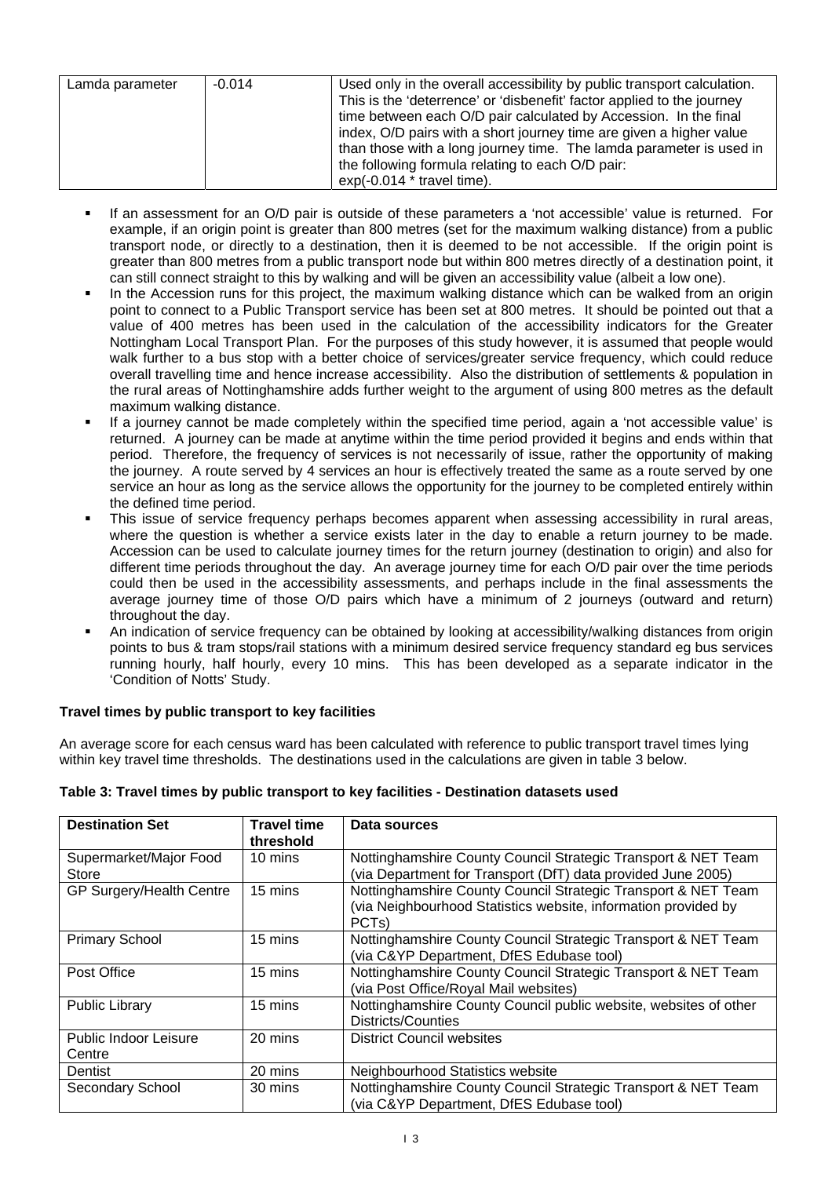| Lamda parameter | -0.014 | Used only in the overall accessibility by public transport calculation. This is the 'deterrence' or 'disbenefit' factor applied to the journey time between each O/D pair calculated by Accession. In the final index, O/D pairs with a short journey time are given a higher value than those with a long journey time. The lamda parameter is used in the following formula relating to each O/D pair: exp(-0.014 * travel time). |
|---|---|---|

- If an assessment for an O/D pair is outside of these parameters a 'not accessible' value is returned. For example, if an origin point is greater than 800 metres (set for the maximum walking distance) from a public transport node, or directly to a destination, then it is deemed to be not accessible. If the origin point is greater than 800 metres from a public transport node but within 800 metres directly of a destination point, it can still connect straight to this by walking and will be given an accessibility value (albeit a low one).
- In the Accession runs for this project, the maximum walking distance which can be walked from an origin point to connect to a Public Transport service has been set at 800 metres. It should be pointed out that a value of 400 metres has been used in the calculation of the accessibility indicators for the Greater Nottingham Local Transport Plan. For the purposes of this study however, it is assumed that people would walk further to a bus stop with a better choice of services/greater service frequency, which could reduce overall travelling time and hence increase accessibility. Also the distribution of settlements & population in the rural areas of Nottinghamshire adds further weight to the argument of using 800 metres as the default maximum walking distance.
- If a journey cannot be made completely within the specified time period, again a 'not accessible value' is returned. A journey can be made at anytime within the time period provided it begins and ends within that period. Therefore, the frequency of services is not necessarily of issue, rather the opportunity of making the journey. A route served by 4 services an hour is effectively treated the same as a route served by one service an hour as long as the service allows the opportunity for the journey to be completed entirely within the defined time period.
- This issue of service frequency perhaps becomes apparent when assessing accessibility in rural areas, where the question is whether a service exists later in the day to enable a return journey to be made. Accession can be used to calculate journey times for the return journey (destination to origin) and also for different time periods throughout the day. An average journey time for each O/D pair over the time periods could then be used in the accessibility assessments, and perhaps include in the final assessments the average journey time of those O/D pairs which have a minimum of 2 journeys (outward and return) throughout the day.
- An indication of service frequency can be obtained by looking at accessibility/walking distances from origin points to bus & tram stops/rail stations with a minimum desired service frequency standard eg bus services running hourly, half hourly, every 10 mins. This has been developed as a separate indicator in the 'Condition of Notts' Study.

**Travel times by public transport to key facilities**

An average score for each census ward has been calculated with reference to public transport travel times lying within key travel time thresholds. The destinations used in the calculations are given in table 3 below.

**Table 3: Travel times by public transport to key facilities - Destination datasets used**

| Destination Set | Travel time threshold | Data sources |
|---|---|---|
| Supermarket/Major Food Store | 10 mins | Nottinghamshire County Council Strategic Transport & NET Team (via Department for Transport (DfT) data provided June 2005) |
| GP Surgery/Health Centre | 15 mins | Nottinghamshire County Council Strategic Transport & NET Team (via Neighbourhood Statistics website, information provided by PCTs) |
| Primary School | 15 mins | Nottinghamshire County Council Strategic Transport & NET Team (via C&YP Department, DfES Edubase tool) |
| Post Office | 15 mins | Nottinghamshire County Council Strategic Transport & NET Team (via Post Office/Royal Mail websites) |
| Public Library | 15 mins | Nottinghamshire County Council public website, websites of other Districts/Counties |
| Public Indoor Leisure Centre | 20 mins | District Council websites |
| Dentist | 20 mins | Neighbourhood Statistics website |
| Secondary School | 30 mins | Nottinghamshire County Council Strategic Transport & NET Team (via C&YP Department, DfES Edubase tool) |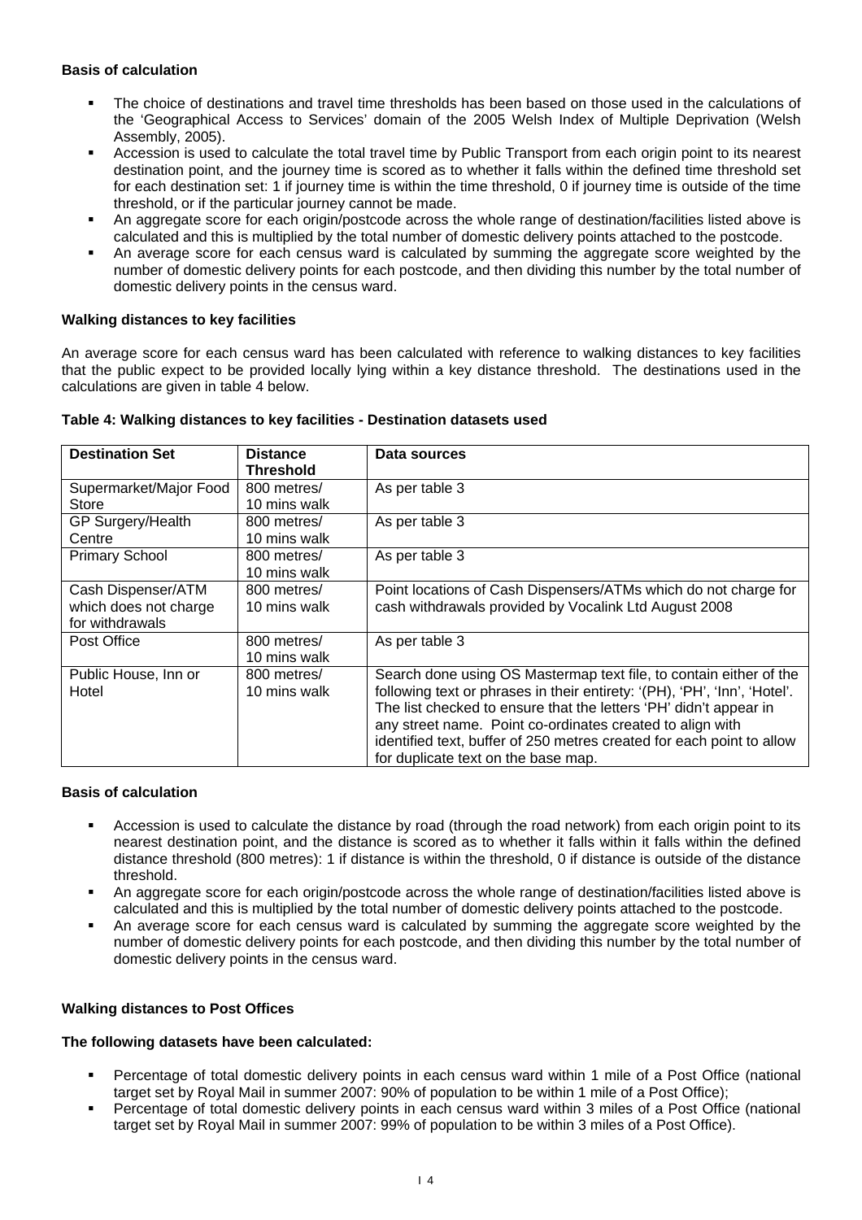**Basis of calculation**

- The choice of destinations and travel time thresholds has been based on those used in the calculations of the 'Geographical Access to Services' domain of the 2005 Welsh Index of Multiple Deprivation (Welsh Assembly, 2005).
- Accession is used to calculate the total travel time by Public Transport from each origin point to its nearest destination point, and the journey time is scored as to whether it falls within the defined time threshold set for each destination set: 1 if journey time is within the time threshold, 0 if journey time is outside of the time threshold, or if the particular journey cannot be made.
- An aggregate score for each origin/postcode across the whole range of destination/facilities listed above is calculated and this is multiplied by the total number of domestic delivery points attached to the postcode.
- An average score for each census ward is calculated by summing the aggregate score weighted by the number of domestic delivery points for each postcode, and then dividing this number by the total number of domestic delivery points in the census ward.

**Walking distances to key facilities**

An average score for each census ward has been calculated with reference to walking distances to key facilities that the public expect to be provided locally lying within a key distance threshold. The destinations used in the calculations are given in table 4 below.

**Table 4: Walking distances to key facilities - Destination datasets used**

| Destination Set | Distance Threshold | Data sources |
|---|---|---|
| Supermarket/Major Food Store | 800 metres/ 10 mins walk | As per table 3 |
| GP Surgery/Health Centre | 800 metres/ 10 mins walk | As per table 3 |
| Primary School | 800 metres/ 10 mins walk | As per table 3 |
| Cash Dispenser/ATM which does not charge for withdrawals | 800 metres/ 10 mins walk | Point locations of Cash Dispensers/ATMs which do not charge for cash withdrawals provided by Vocalink Ltd August 2008 |
| Post Office | 800 metres/ 10 mins walk | As per table 3 |
| Public House, Inn or Hotel | 800 metres/ 10 mins walk | Search done using OS Mastermap text file, to contain either of the following text or phrases in their entirety: '(PH), 'PH', 'Inn', 'Hotel'. The list checked to ensure that the letters 'PH' didn't appear in any street name. Point co-ordinates created to align with identified text, buffer of 250 metres created for each point to allow for duplicate text on the base map. |

**Basis of calculation**

- Accession is used to calculate the distance by road (through the road network) from each origin point to its nearest destination point, and the distance is scored as to whether it falls within it falls within the defined distance threshold (800 metres): 1 if distance is within the threshold, 0 if distance is outside of the distance threshold.
- An aggregate score for each origin/postcode across the whole range of destination/facilities listed above is calculated and this is multiplied by the total number of domestic delivery points attached to the postcode.
- An average score for each census ward is calculated by summing the aggregate score weighted by the number of domestic delivery points for each postcode, and then dividing this number by the total number of domestic delivery points in the census ward.

**Walking distances to Post Offices**

**The following datasets have been calculated:**

- Percentage of total domestic delivery points in each census ward within 1 mile of a Post Office (national target set by Royal Mail in summer 2007: 90% of population to be within 1 mile of a Post Office);
- Percentage of total domestic delivery points in each census ward within 3 miles of a Post Office (national target set by Royal Mail in summer 2007: 99% of population to be within 3 miles of a Post Office).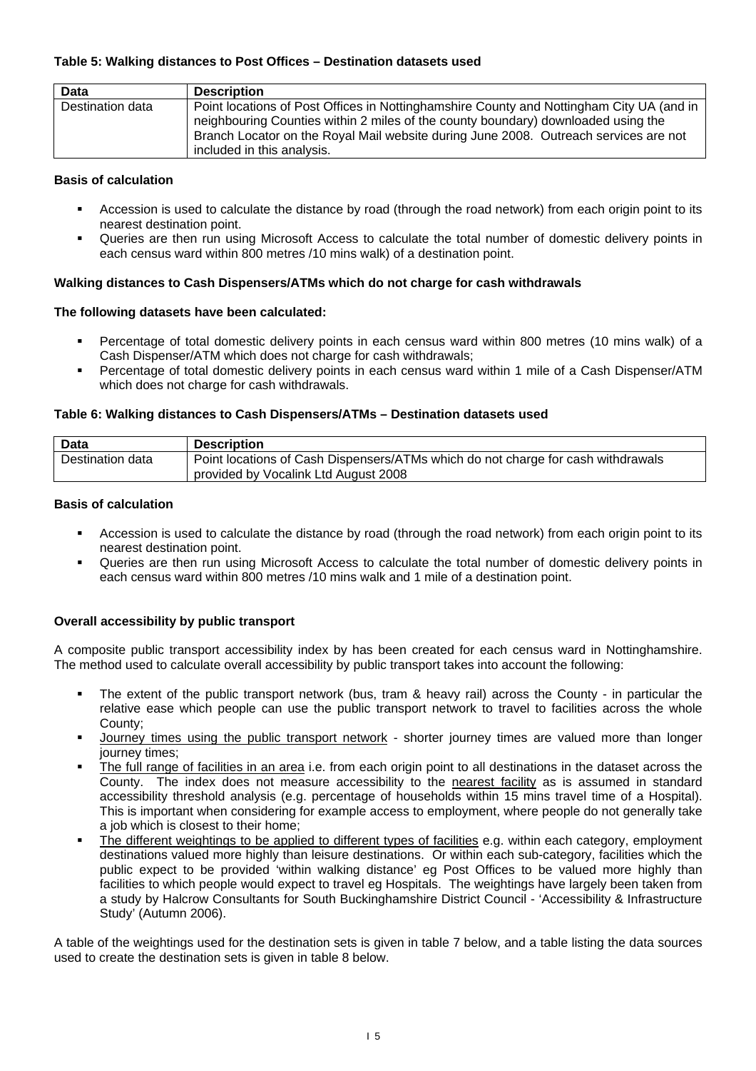**Table 5: Walking distances to Post Offices – Destination datasets used**

| Data | Description |
|---|---|
| Destination data | Point locations of Post Offices in Nottinghamshire County and Nottingham City UA (and in neighbouring Counties within 2 miles of the county boundary) downloaded using the Branch Locator on the Royal Mail website during June 2008. Outreach services are not included in this analysis. |

**Basis of calculation**

- Accession is used to calculate the distance by road (through the road network) from each origin point to its nearest destination point.
- Queries are then run using Microsoft Access to calculate the total number of domestic delivery points in each census ward within 800 metres /10 mins walk) of a destination point.

**Walking distances to Cash Dispensers/ATMs which do not charge for cash withdrawals**

**The following datasets have been calculated:**

- Percentage of total domestic delivery points in each census ward within 800 metres (10 mins walk) of a Cash Dispenser/ATM which does not charge for cash withdrawals;
- Percentage of total domestic delivery points in each census ward within 1 mile of a Cash Dispenser/ATM which does not charge for cash withdrawals.

**Table 6: Walking distances to Cash Dispensers/ATMs – Destination datasets used**

| Data | Description |
|---|---|
| Destination data | Point locations of Cash Dispensers/ATMs which do not charge for cash withdrawals provided by Vocalink Ltd August 2008 |

**Basis of calculation**

- Accession is used to calculate the distance by road (through the road network) from each origin point to its nearest destination point.
- Queries are then run using Microsoft Access to calculate the total number of domestic delivery points in each census ward within 800 metres /10 mins walk and 1 mile of a destination point.

**Overall accessibility by public transport**

A composite public transport accessibility index by has been created for each census ward in Nottinghamshire. The method used to calculate overall accessibility by public transport takes into account the following:

- The extent of the public transport network (bus, tram & heavy rail) across the County - in particular the relative ease which people can use the public transport network to travel to facilities across the whole County;
- Journey times using the public transport network - shorter journey times are valued more than longer journey times;
- The full range of facilities in an area i.e. from each origin point to all destinations in the dataset across the County. The index does not measure accessibility to the nearest facility as is assumed in standard accessibility threshold analysis (e.g. percentage of households within 15 mins travel time of a Hospital). This is important when considering for example access to employment, where people do not generally take a job which is closest to their home;
- The different weightings to be applied to different types of facilities e.g. within each category, employment destinations valued more highly than leisure destinations. Or within each sub-category, facilities which the public expect to be provided 'within walking distance' eg Post Offices to be valued more highly than facilities to which people would expect to travel eg Hospitals. The weightings have largely been taken from a study by Halcrow Consultants for South Buckinghamshire District Council - 'Accessibility & Infrastructure Study' (Autumn 2006).

A table of the weightings used for the destination sets is given in table 7 below, and a table listing the data sources used to create the destination sets is given in table 8 below.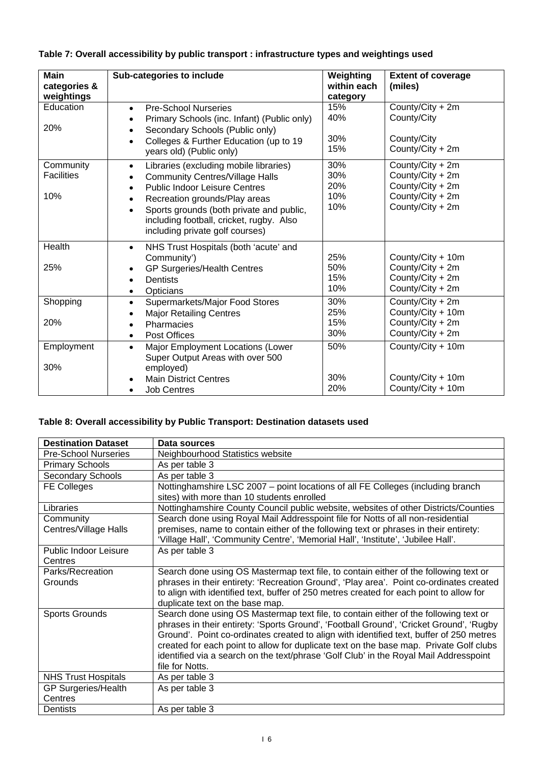**Table 7: Overall accessibility by public transport : infrastructure types and weightings used**

| Main categories & weightings | Sub-categories to include | Weighting within each category | Extent of coverage (miles) |
|---|---|---|---|
| Education<br><br>20% | • Pre-School Nurseries<br>• Primary Schools (inc. Infant) (Public only)<br>• Secondary Schools (Public only)<br>• Colleges & Further Education (up to 19 years old) (Public only) | 15%<br>40%<br>30%<br>15% | County/City + 2m<br>County/City<br>County/City<br>County/City + 2m |
| Community Facilities<br><br>10% | • Libraries (excluding mobile libraries)<br>• Community Centres/Village Halls<br>• Public Indoor Leisure Centres<br>• Recreation grounds/Play areas<br>• Sports grounds (both private and public, including football, cricket, rugby. Also including private golf courses) | 30%<br>30%<br>20%<br>10%<br>10% | County/City + 2m<br>County/City + 2m<br>County/City + 2m<br>County/City + 2m<br>County/City + 2m |
| Health<br><br>25% | • NHS Trust Hospitals (both 'acute' and Community')<br>• GP Surgeries/Health Centres<br>• Dentists<br>• Opticians | 25%<br>50%<br>15%<br>10% | County/City + 10m<br>County/City + 2m<br>County/City + 2m<br>County/City + 2m |
| Shopping<br><br>20% | • Supermarkets/Major Food Stores<br>• Major Retailing Centres<br>• Pharmacies<br>• Post Offices | 30%<br>25%<br>15%<br>30% | County/City + 2m<br>County/City + 10m<br>County/City + 2m<br>County/City + 2m |
| Employment<br><br>30% | • Major Employment Locations (Lower Super Output Areas with over 500 employed)<br>• Main District Centres<br>• Job Centres | 50%<br>30%<br>20% | County/City + 10m<br>County/City + 10m<br>County/City + 10m |

**Table 8: Overall accessibility by Public Transport: Destination datasets used**

| Destination Dataset | Data sources |
|---|---|
| Pre-School Nurseries | Neighbourhood Statistics website |
| Primary Schools | As per table 3 |
| Secondary Schools | As per table 3 |
| FE Colleges | Nottinghamshire LSC 2007 – point locations of all FE Colleges (including branch sites) with more than 10 students enrolled |
| Libraries | Nottinghamshire County Council public website, websites of other Districts/Counties |
| Community Centres/Village Halls | Search done using Royal Mail Addresspoint file for Notts of all non-residential premises, name to contain either of the following text or phrases in their entirety: 'Village Hall', 'Community Centre', 'Memorial Hall', 'Institute', 'Jubilee Hall'. |
| Public Indoor Leisure Centres | As per table 3 |
| Parks/Recreation Grounds | Search done using OS Mastermap text file, to contain either of the following text or phrases in their entirety: 'Recreation Ground', 'Play area'. Point co-ordinates created to align with identified text, buffer of 250 metres created for each point to allow for duplicate text on the base map. |
| Sports Grounds | Search done using OS Mastermap text file, to contain either of the following text or phrases in their entirety: 'Sports Ground', 'Football Ground', 'Cricket Ground', 'Rugby Ground'. Point co-ordinates created to align with identified text, buffer of 250 metres created for each point to allow for duplicate text on the base map. Private Golf clubs identified via a search on the text/phrase 'Golf Club' in the Royal Mail Addresspoint file for Notts. |
| NHS Trust Hospitals | As per table 3 |
| GP Surgeries/Health Centres | As per table 3 |
| Dentists | As per table 3 |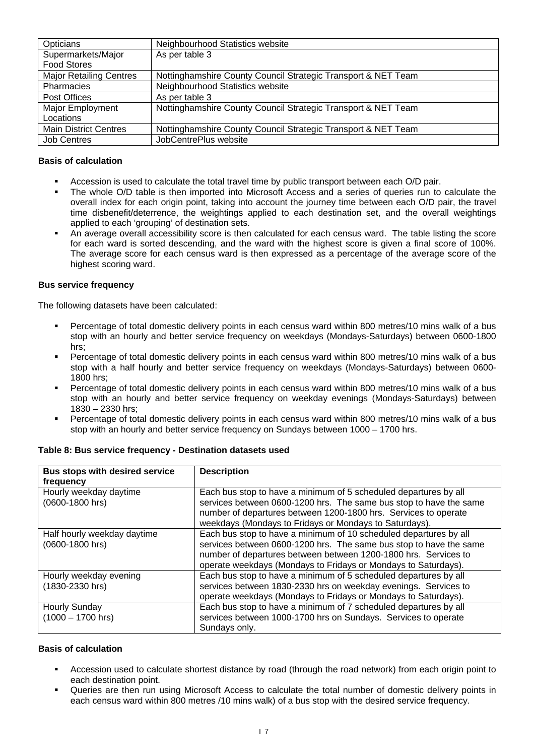| Opticians | Neighbourhood Statistics website |
|---|---|
| Supermarkets/Major Food Stores | As per table 3 |
| Major Retailing Centres | Nottinghamshire County Council Strategic Transport & NET Team |
| Pharmacies | Neighbourhood Statistics website |
| Post Offices | As per table 3 |
| Major Employment Locations | Nottinghamshire County Council Strategic Transport & NET Team |
| Main District Centres | Nottinghamshire County Council Strategic Transport & NET Team |
| Job Centres | JobCentrePlus website |

**Basis of calculation**

- Accession is used to calculate the total travel time by public transport between each O/D pair.
- The whole O/D table is then imported into Microsoft Access and a series of queries run to calculate the overall index for each origin point, taking into account the journey time between each O/D pair, the travel time disbenefit/deterrence, the weightings applied to each destination set, and the overall weightings applied to each 'grouping' of destination sets.
- An average overall accessibility score is then calculated for each census ward. The table listing the score for each ward is sorted descending, and the ward with the highest score is given a final score of 100%. The average score for each census ward is then expressed as a percentage of the average score of the highest scoring ward.

**Bus service frequency**

The following datasets have been calculated:

- Percentage of total domestic delivery points in each census ward within 800 metres/10 mins walk of a bus stop with an hourly and better service frequency on weekdays (Mondays-Saturdays) between 0600-1800 hrs;
- Percentage of total domestic delivery points in each census ward within 800 metres/10 mins walk of a bus stop with a half hourly and better service frequency on weekdays (Mondays-Saturdays) between 0600-1800 hrs;
- Percentage of total domestic delivery points in each census ward within 800 metres/10 mins walk of a bus stop with an hourly and better service frequency on weekday evenings (Mondays-Saturdays) between 1830 – 2330 hrs;
- Percentage of total domestic delivery points in each census ward within 800 metres/10 mins walk of a bus stop with an hourly and better service frequency on Sundays between 1000 – 1700 hrs.

**Table 8: Bus service frequency - Destination datasets used**

| Bus stops with desired service frequency | Description |
|---|---|
| Hourly weekday daytime (0600-1800 hrs) | Each bus stop to have a minimum of 5 scheduled departures by all services between 0600-1200 hrs. The same bus stop to have the same number of departures between 1200-1800 hrs. Services to operate weekdays (Mondays to Fridays or Mondays to Saturdays). |
| Half hourly weekday daytime (0600-1800 hrs) | Each bus stop to have a minimum of 10 scheduled departures by all services between 0600-1200 hrs. The same bus stop to have the same number of departures between between 1200-1800 hrs. Services to operate weekdays (Mondays to Fridays or Mondays to Saturdays). |
| Hourly weekday evening (1830-2330 hrs) | Each bus stop to have a minimum of 5 scheduled departures by all services between 1830-2330 hrs on weekday evenings. Services to operate weekdays (Mondays to Fridays or Mondays to Saturdays). |
| Hourly Sunday (1000 – 1700 hrs) | Each bus stop to have a minimum of 7 scheduled departures by all services between 1000-1700 hrs on Sundays. Services to operate Sundays only. |

**Basis of calculation**

- Accession used to calculate shortest distance by road (through the road network) from each origin point to each destination point.
- Queries are then run using Microsoft Access to calculate the total number of domestic delivery points in each census ward within 800 metres /10 mins walk) of a bus stop with the desired service frequency.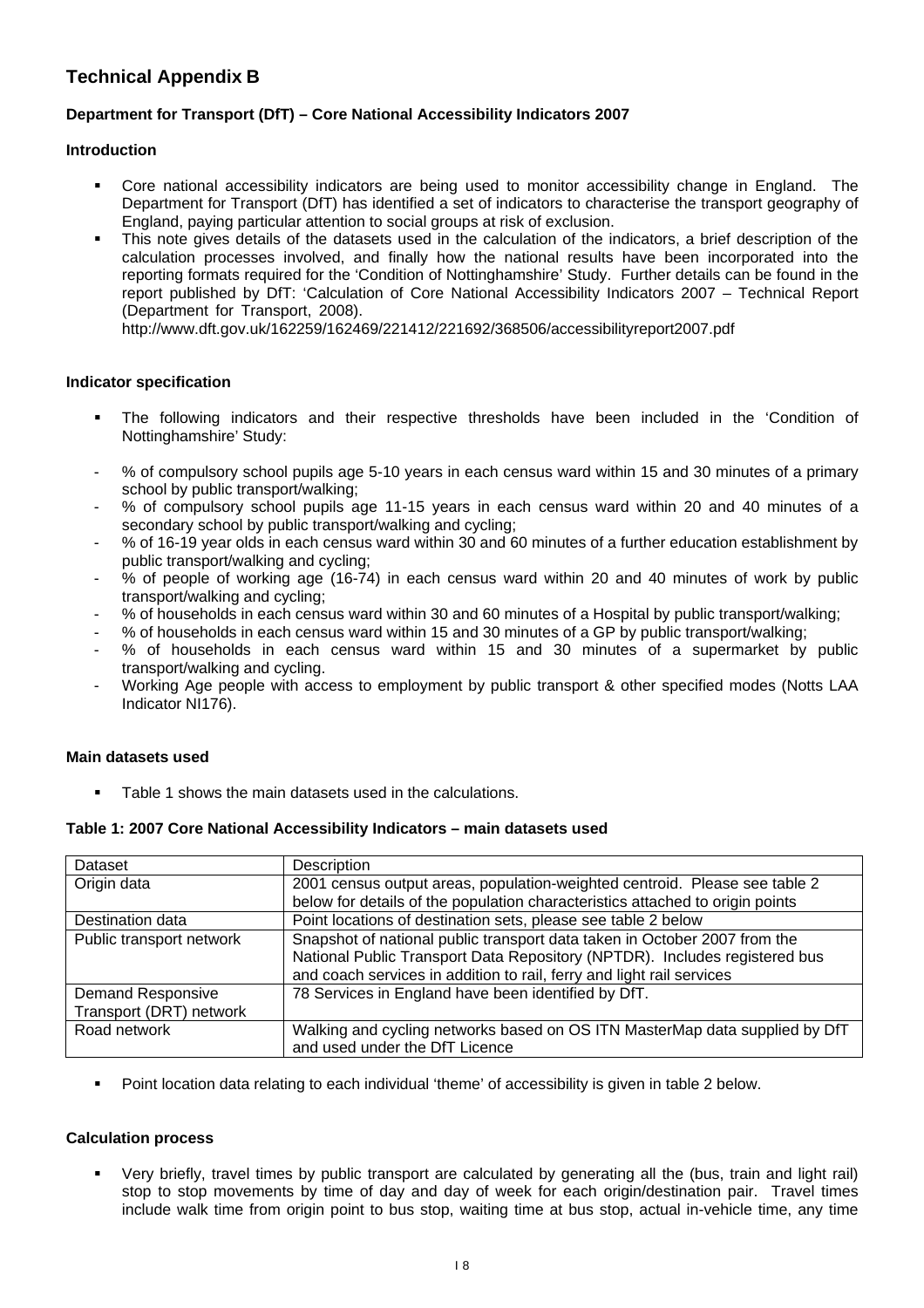# Technical Appendix B

### Department for Transport (DfT) – Core National Accessibility Indicators 2007

#### Introduction

- Core national accessibility indicators are being used to monitor accessibility change in England. The Department for Transport (DfT) has identified a set of indicators to characterise the transport geography of England, paying particular attention to social groups at risk of exclusion.
- This note gives details of the datasets used in the calculation of the indicators, a brief description of the calculation processes involved, and finally how the national results have been incorporated into the reporting formats required for the 'Condition of Nottinghamshire' Study. Further details can be found in the report published by DfT: 'Calculation of Core National Accessibility Indicators 2007 – Technical Report (Department for Transport, 2008).

  http://www.dft.gov.uk/162259/162469/221412/221692/368506/accessibilityreport2007.pdf

#### Indicator specification

- The following indicators and their respective thresholds have been included in the 'Condition of Nottinghamshire' Study:

- % of compulsory school pupils age 5-10 years in each census ward within 15 and 30 minutes of a primary school by public transport/walking;
- % of compulsory school pupils age 11-15 years in each census ward within 20 and 40 minutes of a secondary school by public transport/walking and cycling;
- % of 16-19 year olds in each census ward within 30 and 60 minutes of a further education establishment by public transport/walking and cycling;
- % of people of working age (16-74) in each census ward within 20 and 40 minutes of work by public transport/walking and cycling;
- % of households in each census ward within 30 and 60 minutes of a Hospital by public transport/walking;
- % of households in each census ward within 15 and 30 minutes of a GP by public transport/walking;
- % of households in each census ward within 15 and 30 minutes of a supermarket by public transport/walking and cycling.
- Working Age people with access to employment by public transport & other specified modes (Notts LAA Indicator NI176).

#### Main datasets used

- Table 1 shows the main datasets used in the calculations.

**Table 1: 2007 Core National Accessibility Indicators – main datasets used**

| Dataset | Description |
|---|---|
| Origin data | 2001 census output areas, population-weighted centroid. Please see table 2 below for details of the population characteristics attached to origin points |
| Destination data | Point locations of destination sets, please see table 2 below |
| Public transport network | Snapshot of national public transport data taken in October 2007 from the National Public Transport Data Repository (NPTDR). Includes registered bus and coach services in addition to rail, ferry and light rail services |
| Demand Responsive Transport (DRT) network | 78 Services in England have been identified by DfT. |
| Road network | Walking and cycling networks based on OS ITN MasterMap data supplied by DfT and used under the DfT Licence |

- Point location data relating to each individual 'theme' of accessibility is given in table 2 below.

#### Calculation process

- Very briefly, travel times by public transport are calculated by generating all the (bus, train and light rail) stop to stop movements by time of day and day of week for each origin/destination pair. Travel times include walk time from origin point to bus stop, waiting time at bus stop, actual in-vehicle time, any time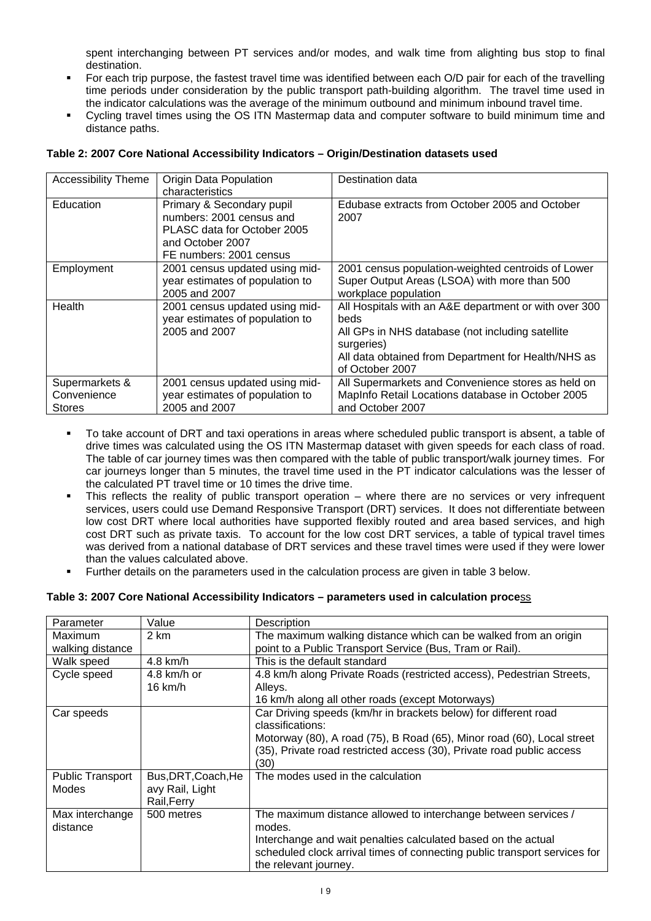spent interchanging between PT services and/or modes, and walk time from alighting bus stop to final destination.

- For each trip purpose, the fastest travel time was identified between each O/D pair for each of the travelling time periods under consideration by the public transport path-building algorithm. The travel time used in the indicator calculations was the average of the minimum outbound and minimum inbound travel time.
- Cycling travel times using the OS ITN Mastermap data and computer software to build minimum time and distance paths.

**Table 2: 2007 Core National Accessibility Indicators – Origin/Destination datasets used**

| Accessibility Theme | Origin Data Population characteristics | Destination data |
|---|---|---|
| Education | Primary & Secondary pupil numbers: 2001 census and PLASC data for October 2005 and October 2007<br>FE numbers: 2001 census | Edubase extracts from October 2005 and October 2007 |
| Employment | 2001 census updated using mid-year estimates of population to 2005 and 2007 | 2001 census population-weighted centroids of Lower Super Output Areas (LSOA) with more than 500 workplace population |
| Health | 2001 census updated using mid-year estimates of population to 2005 and 2007 | All Hospitals with an A&E department or with over 300 beds<br>All GPs in NHS database (not including satellite surgeries)<br>All data obtained from Department for Health/NHS as of October 2007 |
| Supermarkets & Convenience Stores | 2001 census updated using mid-year estimates of population to 2005 and 2007 | All Supermarkets and Convenience stores as held on MapInfo Retail Locations database in October 2005 and October 2007 |

- To take account of DRT and taxi operations in areas where scheduled public transport is absent, a table of drive times was calculated using the OS ITN Mastermap dataset with given speeds for each class of road. The table of car journey times was then compared with the table of public transport/walk journey times. For car journeys longer than 5 minutes, the travel time used in the PT indicator calculations was the lesser of the calculated PT travel time or 10 times the drive time.
- This reflects the reality of public transport operation – where there are no services or very infrequent services, users could use Demand Responsive Transport (DRT) services. It does not differentiate between low cost DRT where local authorities have supported flexibly routed and area based services, and high cost DRT such as private taxis. To account for the low cost DRT services, a table of typical travel times was derived from a national database of DRT services and these travel times were used if they were lower than the values calculated above.
- Further details on the parameters used in the calculation process are given in table 3 below.

**Table 3: 2007 Core National Accessibility Indicators – parameters used in calculation process**

| Parameter | Value | Description |
|---|---|---|
| Maximum walking distance | 2 km | The maximum walking distance which can be walked from an origin point to a Public Transport Service (Bus, Tram or Rail). |
| Walk speed | 4.8 km/h | This is the default standard |
| Cycle speed | 4.8 km/h or 16 km/h | 4.8 km/h along Private Roads (restricted access), Pedestrian Streets, Alleys.<br>16 km/h along all other roads (except Motorways) |
| Car speeds | | Car Driving speeds (km/hr in brackets below) for different road classifications:<br>Motorway (80), A road (75), B Road (65), Minor road (60), Local street (35), Private road restricted access (30), Private road public access (30) |
| Public Transport Modes | Bus,DRT,Coach,Heavy Rail, Light Rail,Ferry | The modes used in the calculation |
| Max interchange distance | 500 metres | The maximum distance allowed to interchange between services / modes.<br>Interchange and wait penalties calculated based on the actual scheduled clock arrival times of connecting public transport services for the relevant journey. |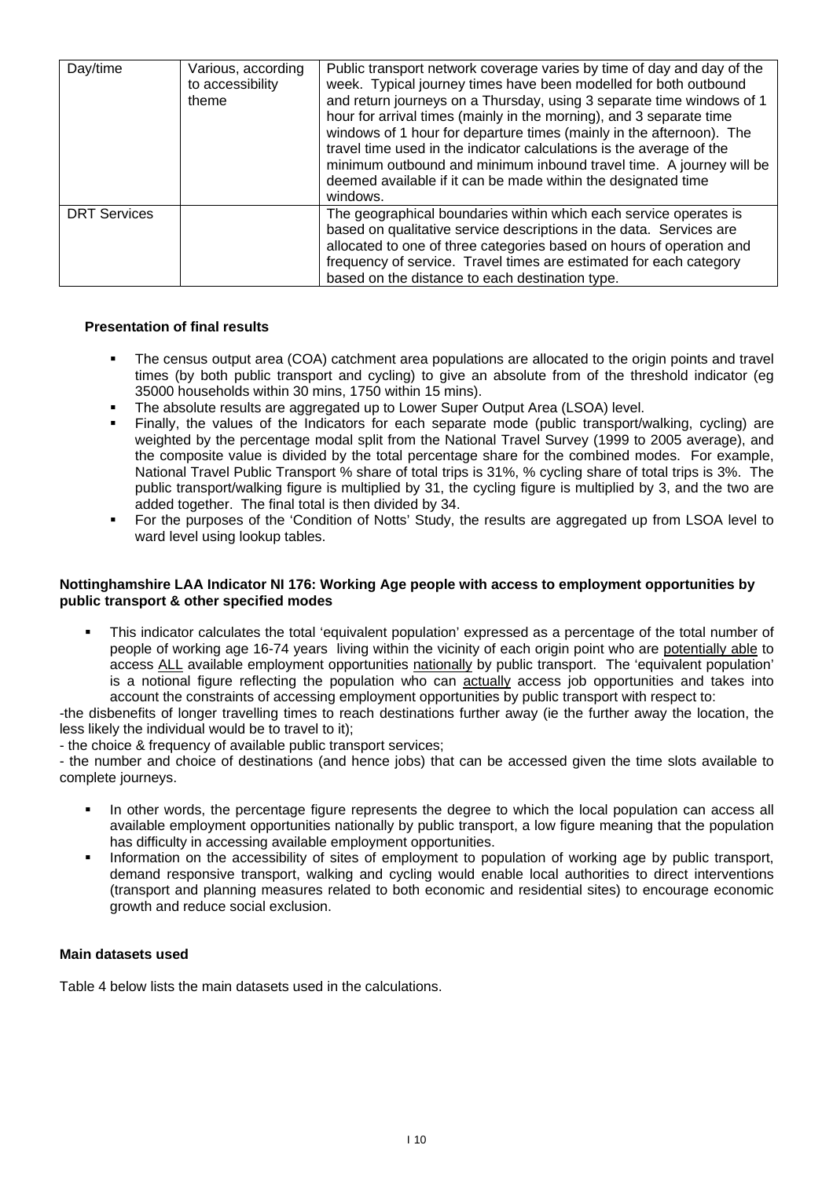| Day/time | Various, according to accessibility theme | Public transport network coverage varies by time of day and day of the week. Typical journey times have been modelled for both outbound and return journeys on a Thursday, using 3 separate time windows of 1 hour for arrival times (mainly in the morning), and 3 separate time windows of 1 hour for departure times (mainly in the afternoon). The travel time used in the indicator calculations is the average of the minimum outbound and minimum inbound travel time. A journey will be deemed available if it can be made within the designated time windows. |
|---|---|---|
| DRT Services | | The geographical boundaries within which each service operates is based on qualitative service descriptions in the data. Services are allocated to one of three categories based on hours of operation and frequency of service. Travel times are estimated for each category based on the distance to each destination type. |

**Presentation of final results**

- The census output area (COA) catchment area populations are allocated to the origin points and travel times (by both public transport and cycling) to give an absolute from of the threshold indicator (eg 35000 households within 30 mins, 1750 within 15 mins).
- The absolute results are aggregated up to Lower Super Output Area (LSOA) level.
- Finally, the values of the Indicators for each separate mode (public transport/walking, cycling) are weighted by the percentage modal split from the National Travel Survey (1999 to 2005 average), and the composite value is divided by the total percentage share for the combined modes. For example, National Travel Public Transport % share of total trips is 31%, % cycling share of total trips is 3%. The public transport/walking figure is multiplied by 31, the cycling figure is multiplied by 3, and the two are added together. The final total is then divided by 34.
- For the purposes of the 'Condition of Notts' Study, the results are aggregated up from LSOA level to ward level using lookup tables.

**Nottinghamshire LAA Indicator NI 176: Working Age people with access to employment opportunities by public transport & other specified modes**

- This indicator calculates the total 'equivalent population' expressed as a percentage of the total number of people of working age 16-74 years living within the vicinity of each origin point who are <u>potentially able</u> to access <u>ALL</u> available employment opportunities <u>nationally</u> by public transport. The 'equivalent population' is a notional figure reflecting the population who can <u>actually</u> access job opportunities and takes into account the constraints of accessing employment opportunities by public transport with respect to:

-the disbenefits of longer travelling times to reach destinations further away (ie the further away the location, the less likely the individual would be to travel to it);

- the choice & frequency of available public transport services;

- the number and choice of destinations (and hence jobs) that can be accessed given the time slots available to complete journeys.

- In other words, the percentage figure represents the degree to which the local population can access all available employment opportunities nationally by public transport, a low figure meaning that the population has difficulty in accessing available employment opportunities.
- Information on the accessibility of sites of employment to population of working age by public transport, demand responsive transport, walking and cycling would enable local authorities to direct interventions (transport and planning measures related to both economic and residential sites) to encourage economic growth and reduce social exclusion.

**Main datasets used**

Table 4 below lists the main datasets used in the calculations.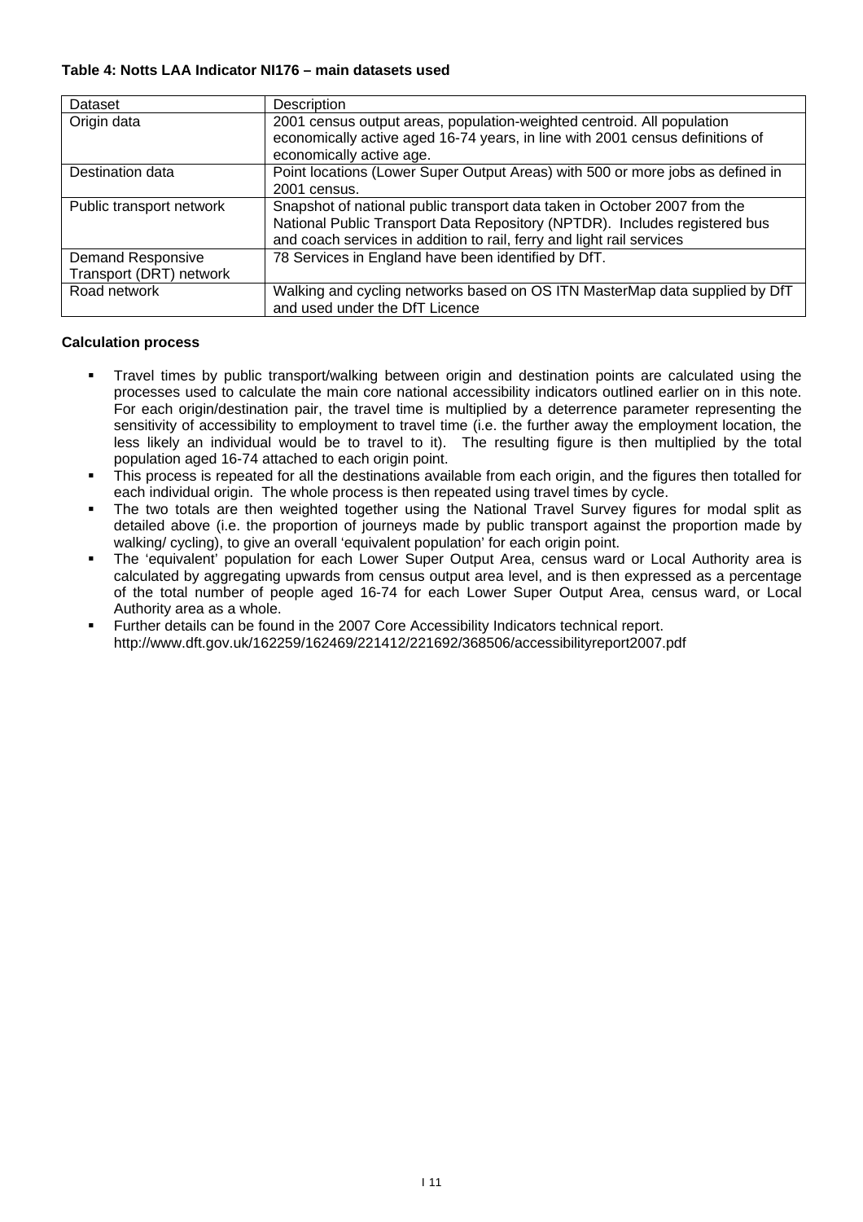**Table 4: Notts LAA Indicator NI176 – main datasets used**

| Dataset | Description |
|---|---|
| Origin data | 2001 census output areas, population-weighted centroid. All population economically active aged 16-74 years, in line with 2001 census definitions of economically active age. |
| Destination data | Point locations (Lower Super Output Areas) with 500 or more jobs as defined in 2001 census. |
| Public transport network | Snapshot of national public transport data taken in October 2007 from the National Public Transport Data Repository (NPTDR). Includes registered bus and coach services in addition to rail, ferry and light rail services |
| Demand Responsive Transport (DRT) network | 78 Services in England have been identified by DfT. |
| Road network | Walking and cycling networks based on OS ITN MasterMap data supplied by DfT and used under the DfT Licence |

**Calculation process**

- Travel times by public transport/walking between origin and destination points are calculated using the processes used to calculate the main core national accessibility indicators outlined earlier on in this note. For each origin/destination pair, the travel time is multiplied by a deterrence parameter representing the sensitivity of accessibility to employment to travel time (i.e. the further away the employment location, the less likely an individual would be to travel to it). The resulting figure is then multiplied by the total population aged 16-74 attached to each origin point.
- This process is repeated for all the destinations available from each origin, and the figures then totalled for each individual origin. The whole process is then repeated using travel times by cycle.
- The two totals are then weighted together using the National Travel Survey figures for modal split as detailed above (i.e. the proportion of journeys made by public transport against the proportion made by walking/ cycling), to give an overall 'equivalent population' for each origin point.
- The 'equivalent' population for each Lower Super Output Area, census ward or Local Authority area is calculated by aggregating upwards from census output area level, and is then expressed as a percentage of the total number of people aged 16-74 for each Lower Super Output Area, census ward, or Local Authority area as a whole.
- Further details can be found in the 2007 Core Accessibility Indicators technical report. http://www.dft.gov.uk/162259/162469/221412/221692/368506/accessibilityreport2007.pdf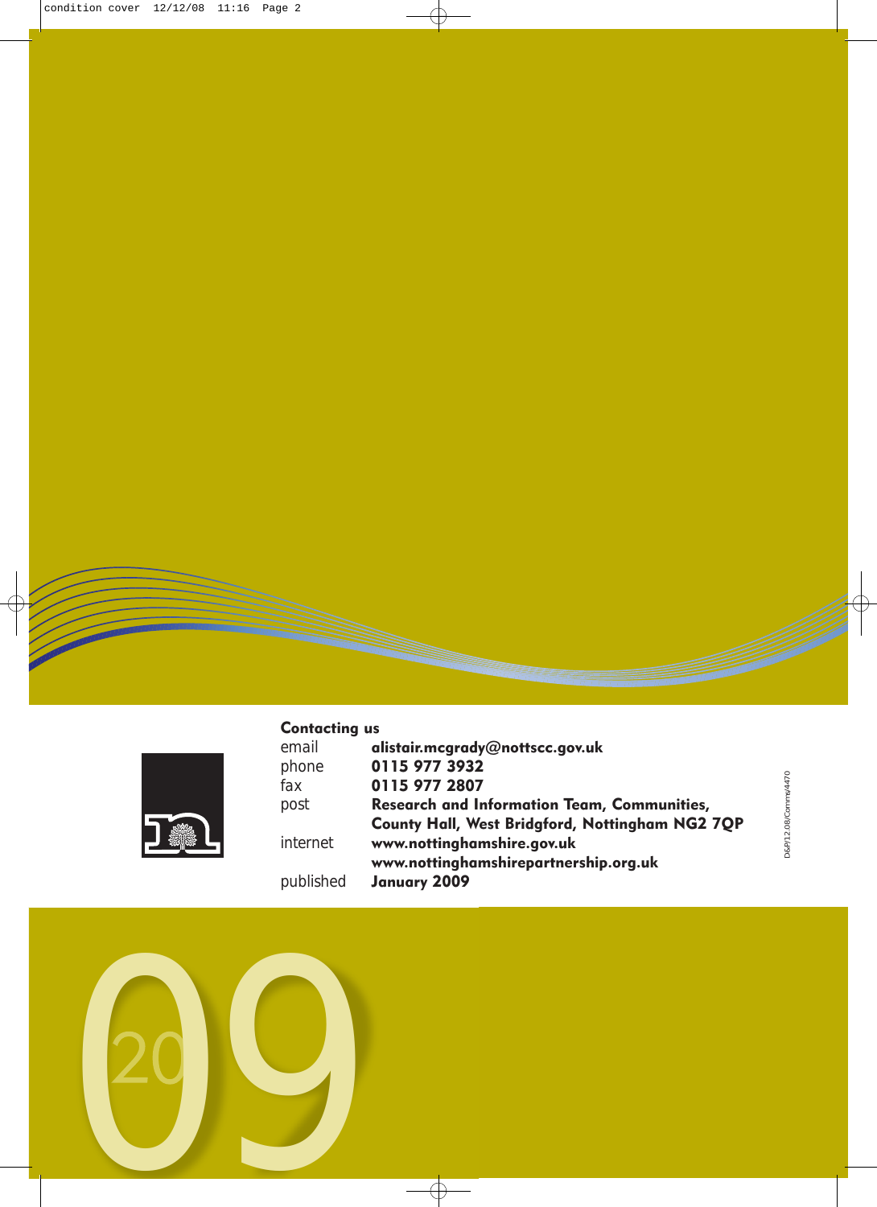**Contacting us**

email alistair.mcgrady@nottscc.gov.uk
phone 0115 977 3932
fax 0115 977 2807
post Research and Information Team, Communities, County Hall, West Bridgford, Nottingham NG2 7QP
internet www.nottinghamshire.gov.uk
www.nottinghamshirepartnership.org.uk
published January 2009

D&P/12.08/Comms/4470

2009